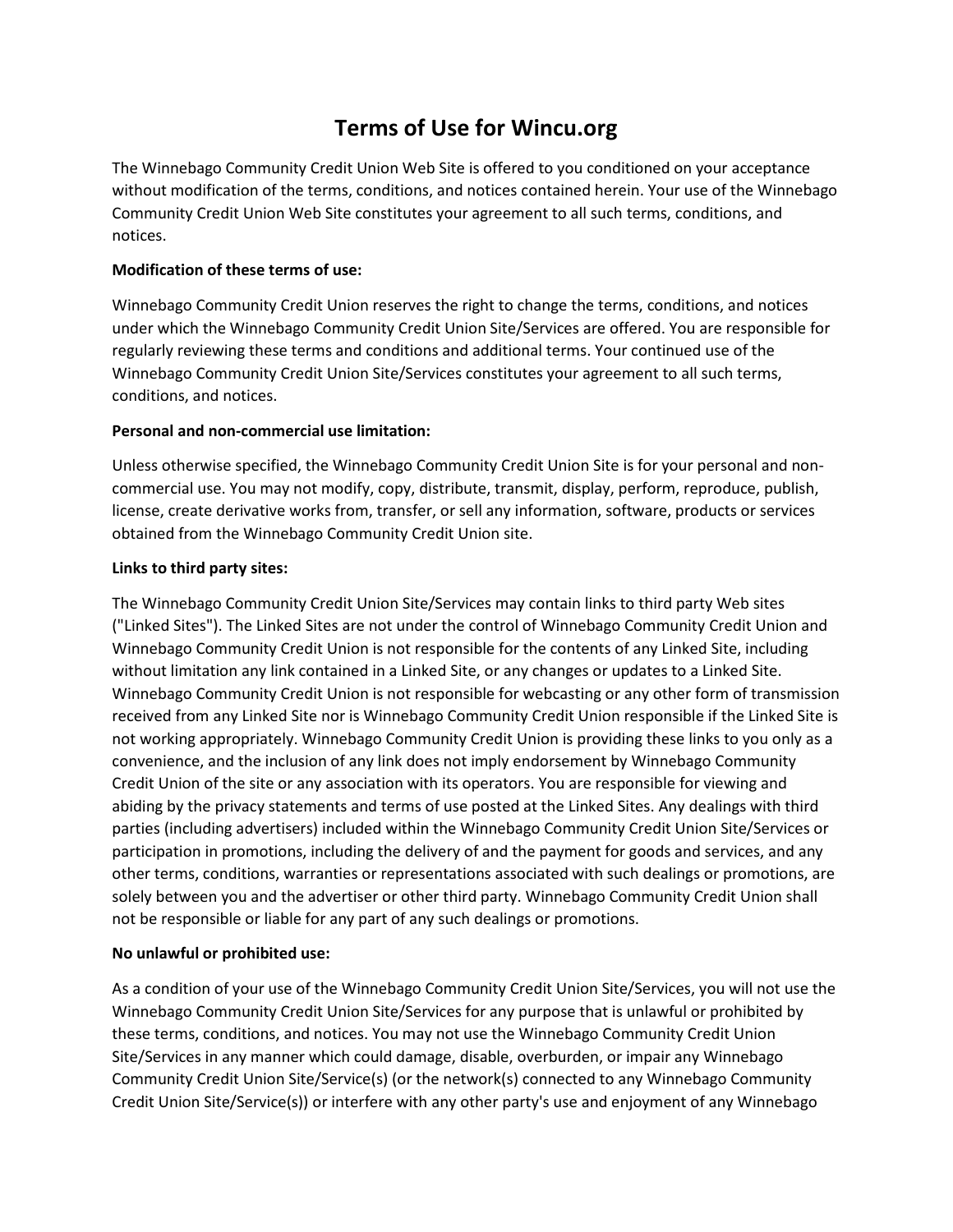# Terms of Use for Wincu.org

The Winnebago Community Credit Union Web Site is offered to you conditioned on your acceptance without modification of the terms, conditions, and notices contained herein. Your use of the Winnebago Community Credit Union Web Site constitutes your agreement to all such terms, conditions, and notices.

**Modification of these terms of use:**

Winnebago Community Credit Union reserves the right to change the terms, conditions, and notices under which the Winnebago Community Credit Union Site/Services are offered. You are responsible for regularly reviewing these terms and conditions and additional terms. Your continued use of the Winnebago Community Credit Union Site/Services constitutes your agreement to all such terms, conditions, and notices.

**Personal and non-commercial use limitation:**

Unless otherwise specified, the Winnebago Community Credit Union Site is for your personal and non-commercial use. You may not modify, copy, distribute, transmit, display, perform, reproduce, publish, license, create derivative works from, transfer, or sell any information, software, products or services obtained from the Winnebago Community Credit Union site.

**Links to third party sites:**

The Winnebago Community Credit Union Site/Services may contain links to third party Web sites ("Linked Sites"). The Linked Sites are not under the control of Winnebago Community Credit Union and Winnebago Community Credit Union is not responsible for the contents of any Linked Site, including without limitation any link contained in a Linked Site, or any changes or updates to a Linked Site. Winnebago Community Credit Union is not responsible for webcasting or any other form of transmission received from any Linked Site nor is Winnebago Community Credit Union responsible if the Linked Site is not working appropriately. Winnebago Community Credit Union is providing these links to you only as a convenience, and the inclusion of any link does not imply endorsement by Winnebago Community Credit Union of the site or any association with its operators. You are responsible for viewing and abiding by the privacy statements and terms of use posted at the Linked Sites. Any dealings with third parties (including advertisers) included within the Winnebago Community Credit Union Site/Services or participation in promotions, including the delivery of and the payment for goods and services, and any other terms, conditions, warranties or representations associated with such dealings or promotions, are solely between you and the advertiser or other third party. Winnebago Community Credit Union shall not be responsible or liable for any part of any such dealings or promotions.

**No unlawful or prohibited use:**

As a condition of your use of the Winnebago Community Credit Union Site/Services, you will not use the Winnebago Community Credit Union Site/Services for any purpose that is unlawful or prohibited by these terms, conditions, and notices. You may not use the Winnebago Community Credit Union Site/Services in any manner which could damage, disable, overburden, or impair any Winnebago Community Credit Union Site/Service(s) (or the network(s) connected to any Winnebago Community Credit Union Site/Service(s)) or interfere with any other party's use and enjoyment of any Winnebago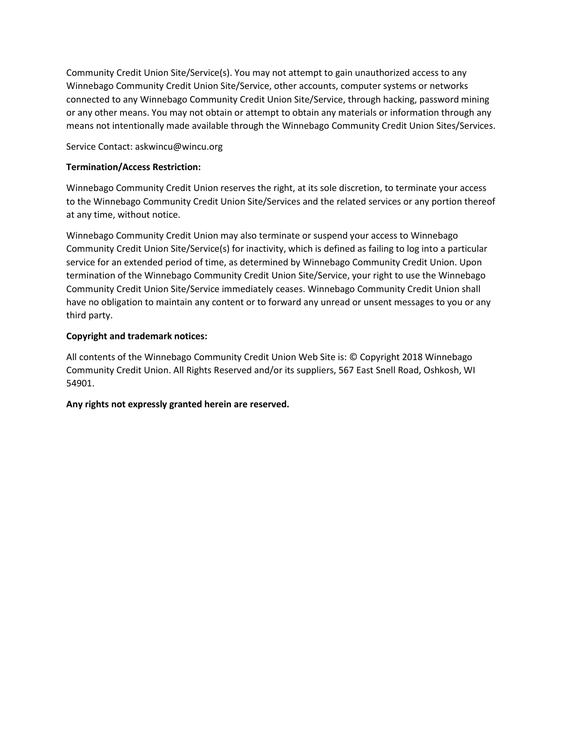Community Credit Union Site/Service(s). You may not attempt to gain unauthorized access to any Winnebago Community Credit Union Site/Service, other accounts, computer systems or networks connected to any Winnebago Community Credit Union Site/Service, through hacking, password mining or any other means. You may not obtain or attempt to obtain any materials or information through any means not intentionally made available through the Winnebago Community Credit Union Sites/Services.

Service Contact: askwincu@wincu.org

**Termination/Access Restriction:**

Winnebago Community Credit Union reserves the right, at its sole discretion, to terminate your access to the Winnebago Community Credit Union Site/Services and the related services or any portion thereof at any time, without notice.

Winnebago Community Credit Union may also terminate or suspend your access to Winnebago Community Credit Union Site/Service(s) for inactivity, which is defined as failing to log into a particular service for an extended period of time, as determined by Winnebago Community Credit Union. Upon termination of the Winnebago Community Credit Union Site/Service, your right to use the Winnebago Community Credit Union Site/Service immediately ceases. Winnebago Community Credit Union shall have no obligation to maintain any content or to forward any unread or unsent messages to you or any third party.

**Copyright and trademark notices:**

All contents of the Winnebago Community Credit Union Web Site is: © Copyright 2018 Winnebago Community Credit Union. All Rights Reserved and/or its suppliers, 567 East Snell Road, Oshkosh, WI 54901.

**Any rights not expressly granted herein are reserved.**